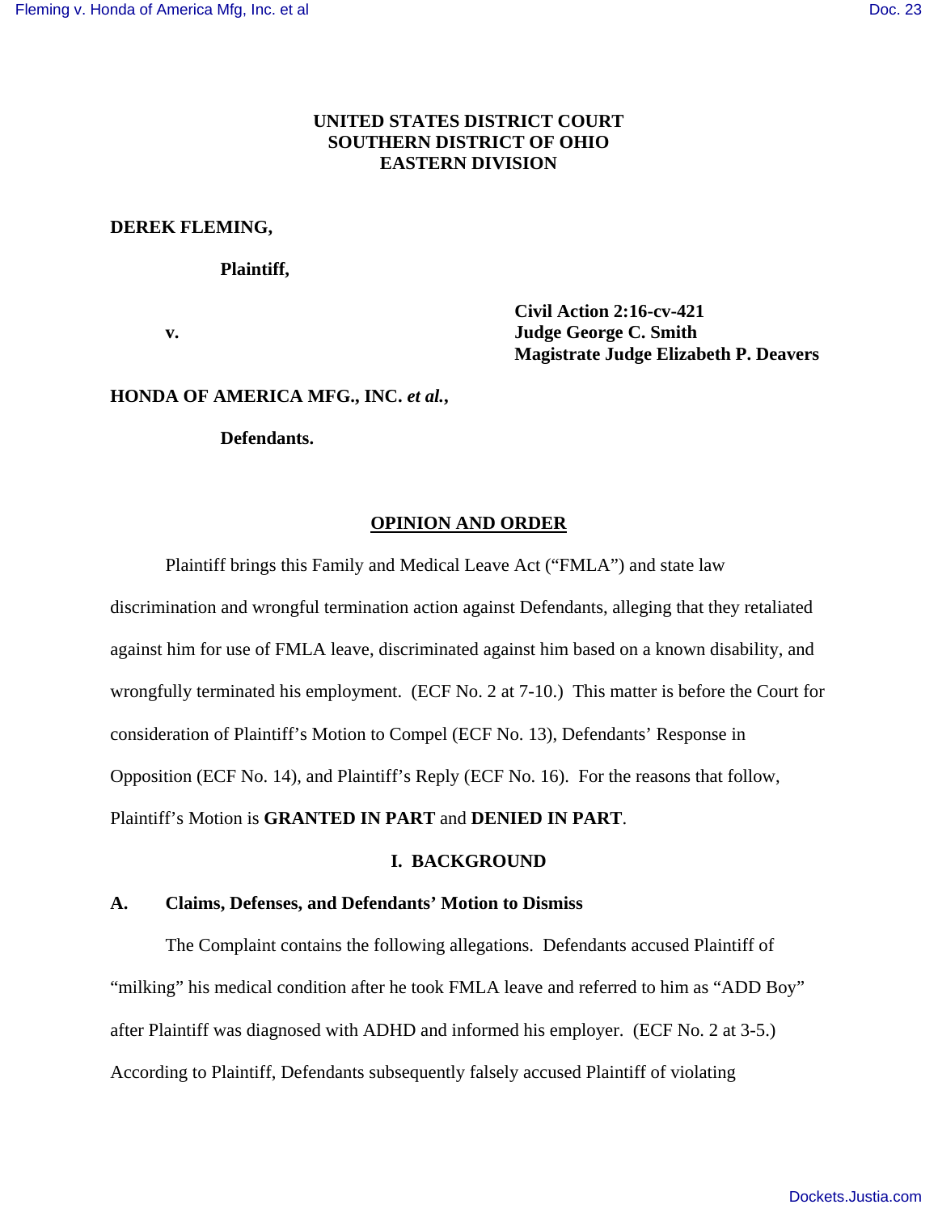**UNITED STATES DISTRICT COURT**
**SOUTHERN DISTRICT OF OHIO**
**EASTERN DIVISION**

**DEREK FLEMING,**

**Plaintiff,**

**v.**

**Civil Action 2:16-cv-421**
**Judge George C. Smith**
**Magistrate Judge Elizabeth P. Deavers**

**HONDA OF AMERICA MFG., INC. *et al.*,**

**Defendants.**

**OPINION AND ORDER**

Plaintiff brings this Family and Medical Leave Act ("FMLA") and state law discrimination and wrongful termination action against Defendants, alleging that they retaliated against him for use of FMLA leave, discriminated against him based on a known disability, and wrongfully terminated his employment. (ECF No. 2 at 7-10.) This matter is before the Court for consideration of Plaintiff's Motion to Compel (ECF No. 13), Defendants' Response in Opposition (ECF No. 14), and Plaintiff's Reply (ECF No. 16). For the reasons that follow, Plaintiff's Motion is **GRANTED IN PART** and **DENIED IN PART**.

## I. BACKGROUND

### A. Claims, Defenses, and Defendants' Motion to Dismiss

The Complaint contains the following allegations. Defendants accused Plaintiff of "milking" his medical condition after he took FMLA leave and referred to him as "ADD Boy" after Plaintiff was diagnosed with ADHD and informed his employer. (ECF No. 2 at 3-5.) According to Plaintiff, Defendants subsequently falsely accused Plaintiff of violating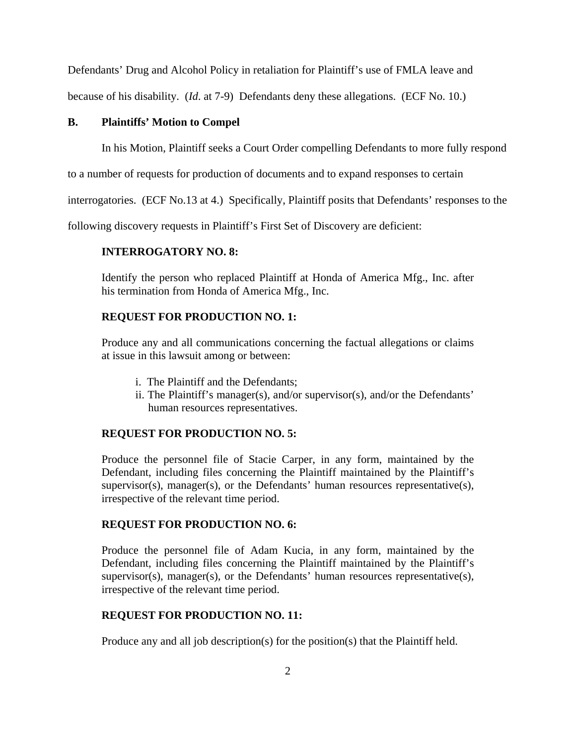Defendants' Drug and Alcohol Policy in retaliation for Plaintiff's use of FMLA leave and because of his disability. (*Id*. at 7-9) Defendants deny these allegations. (ECF No. 10.)

**B. Plaintiffs' Motion to Compel**

In his Motion, Plaintiff seeks a Court Order compelling Defendants to more fully respond to a number of requests for production of documents and to expand responses to certain interrogatories. (ECF No.13 at 4.) Specifically, Plaintiff posits that Defendants' responses to the following discovery requests in Plaintiff's First Set of Discovery are deficient:

> **INTERROGATORY NO. 8:**
>
> Identify the person who replaced Plaintiff at Honda of America Mfg., Inc. after his termination from Honda of America Mfg., Inc.
>
> **REQUEST FOR PRODUCTION NO. 1:**
>
> Produce any and all communications concerning the factual allegations or claims at issue in this lawsuit among or between:
>
> i. The Plaintiff and the Defendants;
> ii. The Plaintiff's manager(s), and/or supervisor(s), and/or the Defendants' human resources representatives.
>
> **REQUEST FOR PRODUCTION NO. 5:**
>
> Produce the personnel file of Stacie Carper, in any form, maintained by the Defendant, including files concerning the Plaintiff maintained by the Plaintiff's supervisor(s), manager(s), or the Defendants' human resources representative(s), irrespective of the relevant time period.
>
> **REQUEST FOR PRODUCTION NO. 6:**
>
> Produce the personnel file of Adam Kucia, in any form, maintained by the Defendant, including files concerning the Plaintiff maintained by the Plaintiff's supervisor(s), manager(s), or the Defendants' human resources representative(s), irrespective of the relevant time period.
>
> **REQUEST FOR PRODUCTION NO. 11:**
>
> Produce any and all job description(s) for the position(s) that the Plaintiff held.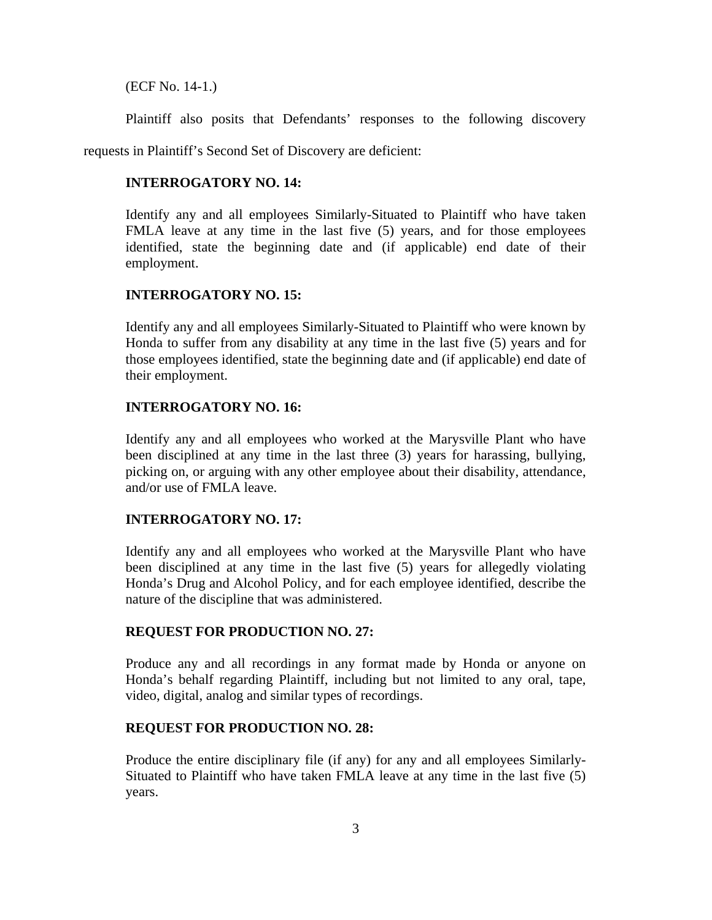(ECF No. 14-1.)

Plaintiff also posits that Defendants' responses to the following discovery requests in Plaintiff's Second Set of Discovery are deficient:

> **INTERROGATORY NO. 14:**
>
> Identify any and all employees Similarly-Situated to Plaintiff who have taken FMLA leave at any time in the last five (5) years, and for those employees identified, state the beginning date and (if applicable) end date of their employment.
>
> **INTERROGATORY NO. 15:**
>
> Identify any and all employees Similarly-Situated to Plaintiff who were known by Honda to suffer from any disability at any time in the last five (5) years and for those employees identified, state the beginning date and (if applicable) end date of their employment.
>
> **INTERROGATORY NO. 16:**
>
> Identify any and all employees who worked at the Marysville Plant who have been disciplined at any time in the last three (3) years for harassing, bullying, picking on, or arguing with any other employee about their disability, attendance, and/or use of FMLA leave.
>
> **INTERROGATORY NO. 17:**
>
> Identify any and all employees who worked at the Marysville Plant who have been disciplined at any time in the last five (5) years for allegedly violating Honda's Drug and Alcohol Policy, and for each employee identified, describe the nature of the discipline that was administered.
>
> **REQUEST FOR PRODUCTION NO. 27:**
>
> Produce any and all recordings in any format made by Honda or anyone on Honda's behalf regarding Plaintiff, including but not limited to any oral, tape, video, digital, analog and similar types of recordings.
>
> **REQUEST FOR PRODUCTION NO. 28:**
>
> Produce the entire disciplinary file (if any) for any and all employees Similarly-Situated to Plaintiff who have taken FMLA leave at any time in the last five (5) years.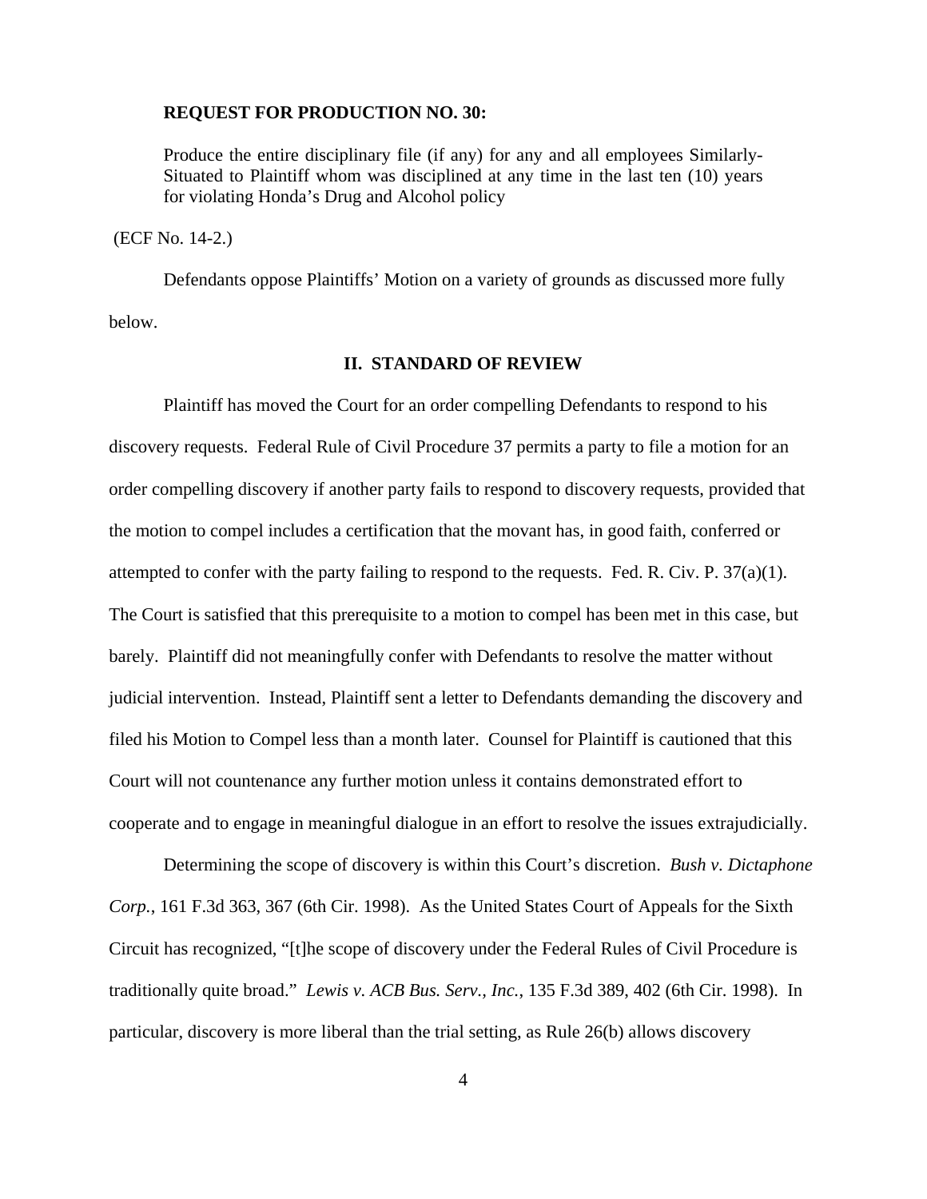**REQUEST FOR PRODUCTION NO. 30:**

> Produce the entire disciplinary file (if any) for any and all employees Similarly-Situated to Plaintiff whom was disciplined at any time in the last ten (10) years for violating Honda's Drug and Alcohol policy

(ECF No. 14-2.)

Defendants oppose Plaintiffs' Motion on a variety of grounds as discussed more fully below.

## II. STANDARD OF REVIEW

Plaintiff has moved the Court for an order compelling Defendants to respond to his discovery requests. Federal Rule of Civil Procedure 37 permits a party to file a motion for an order compelling discovery if another party fails to respond to discovery requests, provided that the motion to compel includes a certification that the movant has, in good faith, conferred or attempted to confer with the party failing to respond to the requests. Fed. R. Civ. P. 37(a)(1). The Court is satisfied that this prerequisite to a motion to compel has been met in this case, but barely. Plaintiff did not meaningfully confer with Defendants to resolve the matter without judicial intervention. Instead, Plaintiff sent a letter to Defendants demanding the discovery and filed his Motion to Compel less than a month later. Counsel for Plaintiff is cautioned that this Court will not countenance any further motion unless it contains demonstrated effort to cooperate and to engage in meaningful dialogue in an effort to resolve the issues extrajudicially.

Determining the scope of discovery is within this Court's discretion. *Bush v. Dictaphone Corp.*, 161 F.3d 363, 367 (6th Cir. 1998). As the United States Court of Appeals for the Sixth Circuit has recognized, "[t]he scope of discovery under the Federal Rules of Civil Procedure is traditionally quite broad." *Lewis v. ACB Bus. Serv., Inc.*, 135 F.3d 389, 402 (6th Cir. 1998). In particular, discovery is more liberal than the trial setting, as Rule 26(b) allows discovery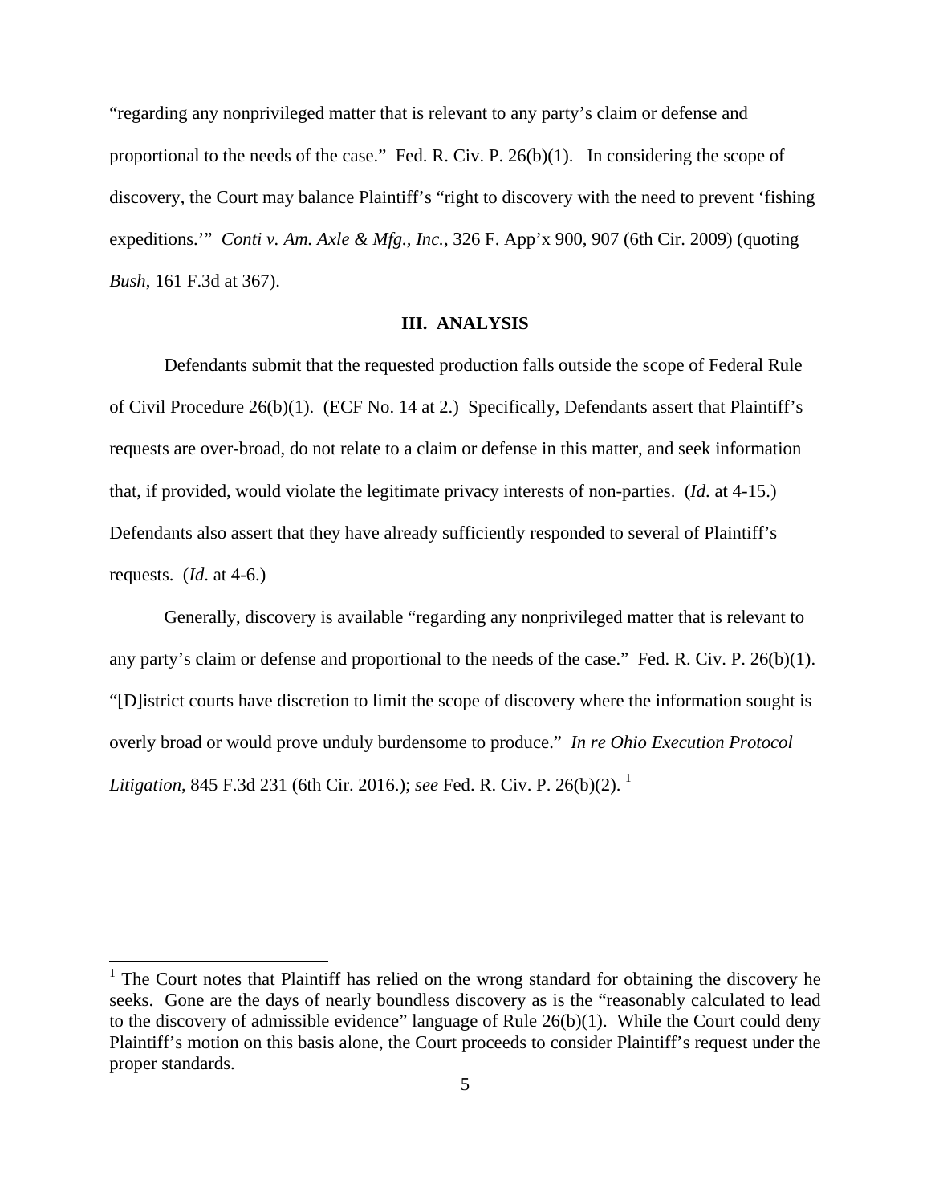"regarding any nonprivileged matter that is relevant to any party's claim or defense and proportional to the needs of the case." Fed. R. Civ. P. 26(b)(1). In considering the scope of discovery, the Court may balance Plaintiff's "right to discovery with the need to prevent 'fishing expeditions.'" *Conti v. Am. Axle & Mfg., Inc.*, 326 F. App'x 900, 907 (6th Cir. 2009) (quoting *Bush*, 161 F.3d at 367).

## III. ANALYSIS

Defendants submit that the requested production falls outside the scope of Federal Rule of Civil Procedure 26(b)(1). (ECF No. 14 at 2.) Specifically, Defendants assert that Plaintiff's requests are over-broad, do not relate to a claim or defense in this matter, and seek information that, if provided, would violate the legitimate privacy interests of non-parties. (*Id*. at 4-15.) Defendants also assert that they have already sufficiently responded to several of Plaintiff's requests. (*Id*. at 4-6.)

Generally, discovery is available "regarding any nonprivileged matter that is relevant to any party's claim or defense and proportional to the needs of the case." Fed. R. Civ. P. 26(b)(1). "[D]istrict courts have discretion to limit the scope of discovery where the information sought is overly broad or would prove unduly burdensome to produce." *In re Ohio Execution Protocol Litigation*, 845 F.3d 231 (6th Cir. 2016.); *see* Fed. R. Civ. P. 26(b)(2).[1]

---

[1] The Court notes that Plaintiff has relied on the wrong standard for obtaining the discovery he seeks. Gone are the days of nearly boundless discovery as is the "reasonably calculated to lead to the discovery of admissible evidence" language of Rule 26(b)(1). While the Court could deny Plaintiff's motion on this basis alone, the Court proceeds to consider Plaintiff's request under the proper standards.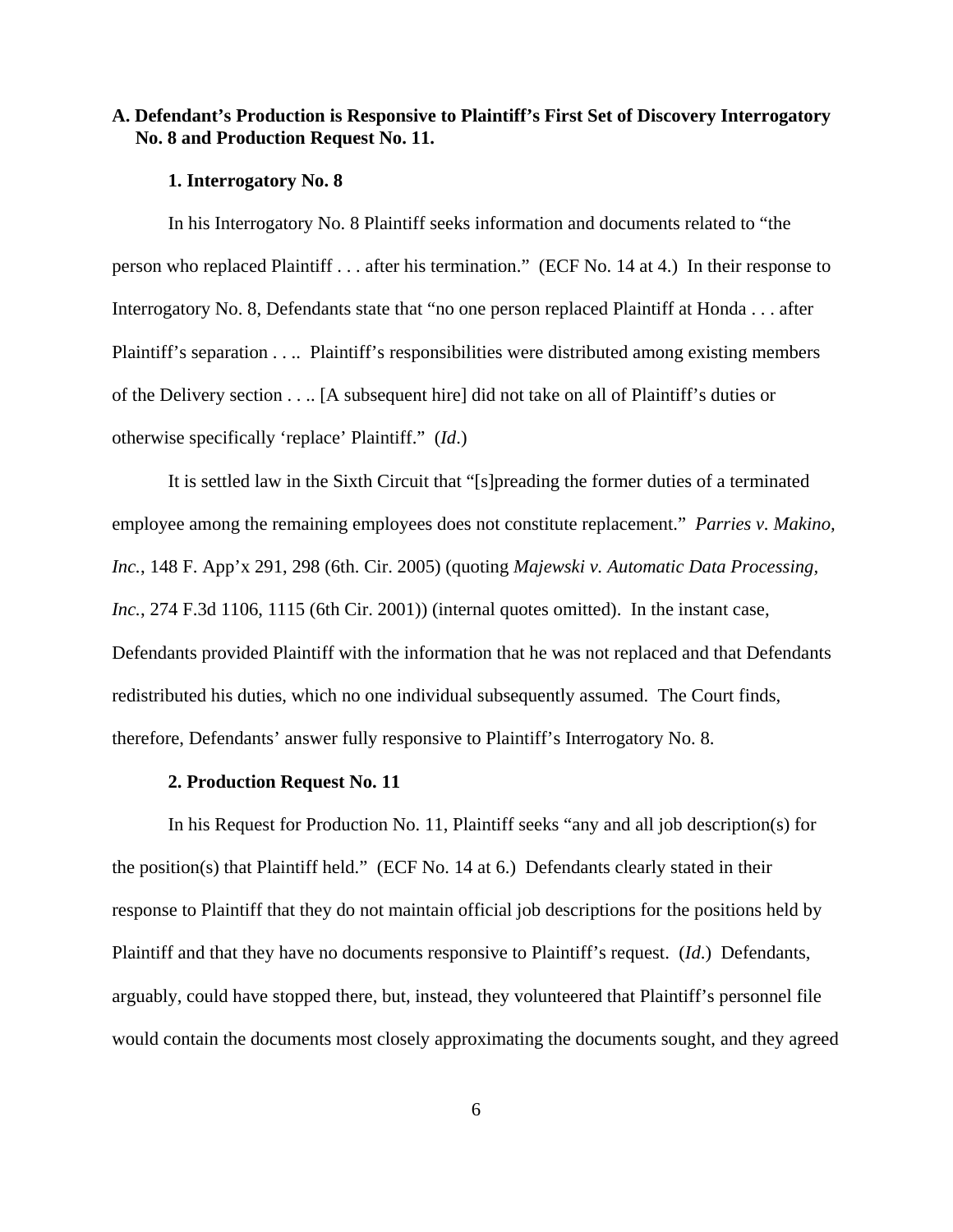## A. Defendant's Production is Responsive to Plaintiff's First Set of Discovery Interrogatory No. 8 and Production Request No. 11.

### 1. Interrogatory No. 8

In his Interrogatory No. 8 Plaintiff seeks information and documents related to "the person who replaced Plaintiff . . . after his termination." (ECF No. 14 at 4.) In their response to Interrogatory No. 8, Defendants state that "no one person replaced Plaintiff at Honda . . . after Plaintiff's separation . . .. Plaintiff's responsibilities were distributed among existing members of the Delivery section . . .. [A subsequent hire] did not take on all of Plaintiff's duties or otherwise specifically 'replace' Plaintiff." (*Id*.)

It is settled law in the Sixth Circuit that "[s]preading the former duties of a terminated employee among the remaining employees does not constitute replacement." *Parries v. Makino, Inc.*, 148 F. App'x 291, 298 (6th. Cir. 2005) (quoting *Majewski v. Automatic Data Processing, Inc.*, 274 F.3d 1106, 1115 (6th Cir. 2001)) (internal quotes omitted). In the instant case, Defendants provided Plaintiff with the information that he was not replaced and that Defendants redistributed his duties, which no one individual subsequently assumed. The Court finds, therefore, Defendants' answer fully responsive to Plaintiff's Interrogatory No. 8.

### 2. Production Request No. 11

In his Request for Production No. 11, Plaintiff seeks "any and all job description(s) for the position(s) that Plaintiff held." (ECF No. 14 at 6.) Defendants clearly stated in their response to Plaintiff that they do not maintain official job descriptions for the positions held by Plaintiff and that they have no documents responsive to Plaintiff's request. (*Id*.) Defendants, arguably, could have stopped there, but, instead, they volunteered that Plaintiff's personnel file would contain the documents most closely approximating the documents sought, and they agreed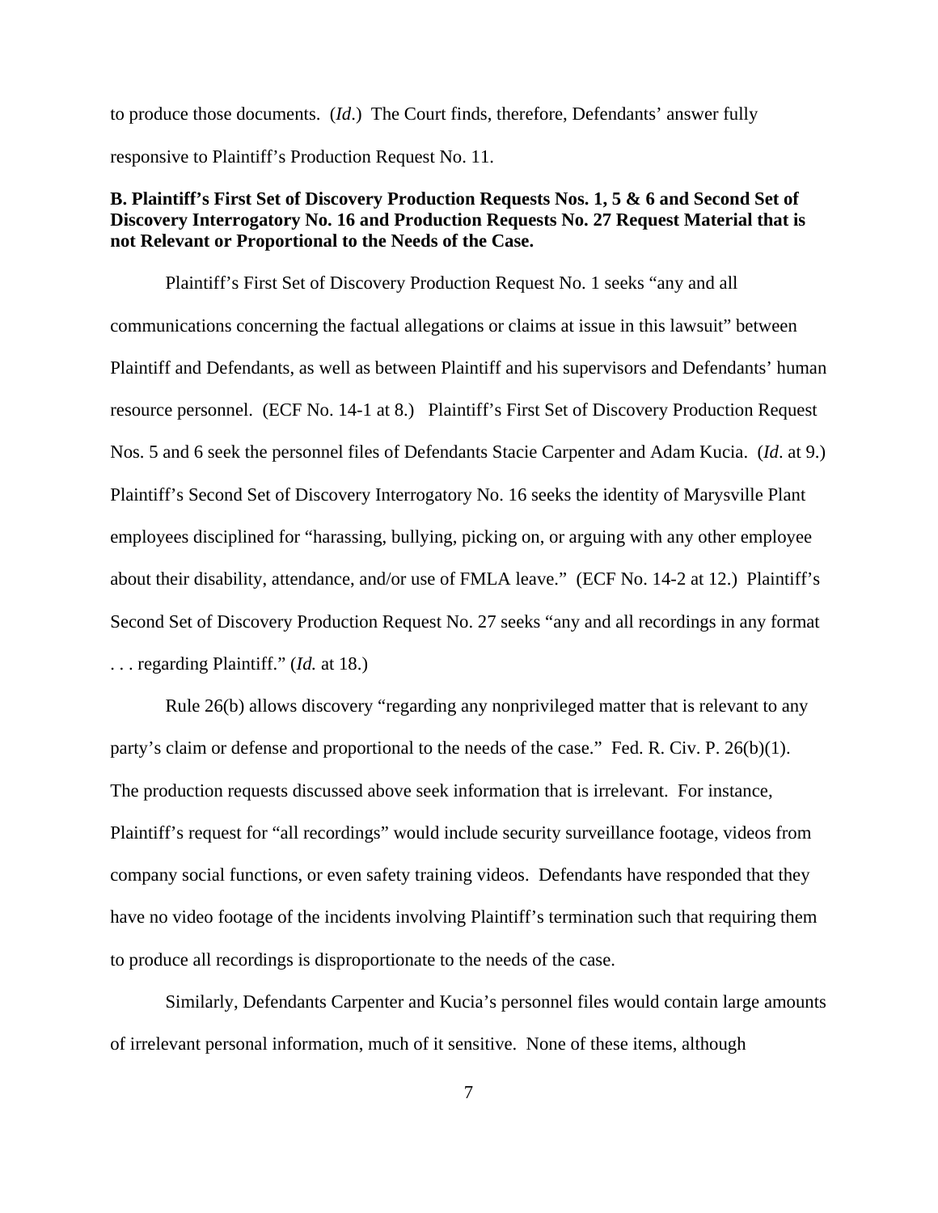to produce those documents. (*Id*.) The Court finds, therefore, Defendants' answer fully responsive to Plaintiff's Production Request No. 11.

**B. Plaintiff's First Set of Discovery Production Requests Nos. 1, 5 & 6 and Second Set of Discovery Interrogatory No. 16 and Production Requests No. 27 Request Material that is not Relevant or Proportional to the Needs of the Case.**

Plaintiff's First Set of Discovery Production Request No. 1 seeks "any and all communications concerning the factual allegations or claims at issue in this lawsuit" between Plaintiff and Defendants, as well as between Plaintiff and his supervisors and Defendants' human resource personnel. (ECF No. 14-1 at 8.) Plaintiff's First Set of Discovery Production Request Nos. 5 and 6 seek the personnel files of Defendants Stacie Carpenter and Adam Kucia. (*Id*. at 9.) Plaintiff's Second Set of Discovery Interrogatory No. 16 seeks the identity of Marysville Plant employees disciplined for "harassing, bullying, picking on, or arguing with any other employee about their disability, attendance, and/or use of FMLA leave." (ECF No. 14-2 at 12.) Plaintiff's Second Set of Discovery Production Request No. 27 seeks "any and all recordings in any format . . . regarding Plaintiff." (*Id.* at 18.)

Rule 26(b) allows discovery "regarding any nonprivileged matter that is relevant to any party's claim or defense and proportional to the needs of the case." Fed. R. Civ. P. 26(b)(1). The production requests discussed above seek information that is irrelevant. For instance, Plaintiff's request for "all recordings" would include security surveillance footage, videos from company social functions, or even safety training videos. Defendants have responded that they have no video footage of the incidents involving Plaintiff's termination such that requiring them to produce all recordings is disproportionate to the needs of the case.

Similarly, Defendants Carpenter and Kucia's personnel files would contain large amounts of irrelevant personal information, much of it sensitive. None of these items, although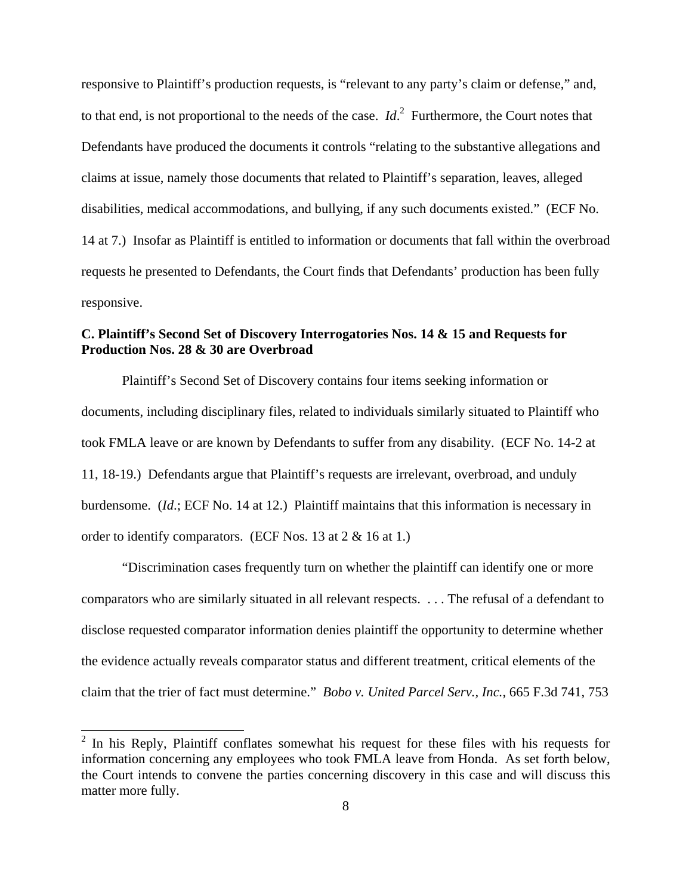responsive to Plaintiff's production requests, is "relevant to any party's claim or defense," and, to that end, is not proportional to the needs of the case. *Id*.[2] Furthermore, the Court notes that Defendants have produced the documents it controls "relating to the substantive allegations and claims at issue, namely those documents that related to Plaintiff's separation, leaves, alleged disabilities, medical accommodations, and bullying, if any such documents existed." (ECF No. 14 at 7.) Insofar as Plaintiff is entitled to information or documents that fall within the overbroad requests he presented to Defendants, the Court finds that Defendants' production has been fully responsive.

**C. Plaintiff's Second Set of Discovery Interrogatories Nos. 14 & 15 and Requests for Production Nos. 28 & 30 are Overbroad**

Plaintiff's Second Set of Discovery contains four items seeking information or documents, including disciplinary files, related to individuals similarly situated to Plaintiff who took FMLA leave or are known by Defendants to suffer from any disability. (ECF No. 14-2 at 11, 18-19.) Defendants argue that Plaintiff's requests are irrelevant, overbroad, and unduly burdensome. (*Id*.; ECF No. 14 at 12.) Plaintiff maintains that this information is necessary in order to identify comparators. (ECF Nos. 13 at 2 & 16 at 1.)

"Discrimination cases frequently turn on whether the plaintiff can identify one or more comparators who are similarly situated in all relevant respects. . . . The refusal of a defendant to disclose requested comparator information denies plaintiff the opportunity to determine whether the evidence actually reveals comparator status and different treatment, critical elements of the claim that the trier of fact must determine." *Bobo v. United Parcel Serv., Inc.*, 665 F.3d 741, 753

[2] In his Reply, Plaintiff conflates somewhat his request for these files with his requests for information concerning any employees who took FMLA leave from Honda. As set forth below, the Court intends to convene the parties concerning discovery in this case and will discuss this matter more fully.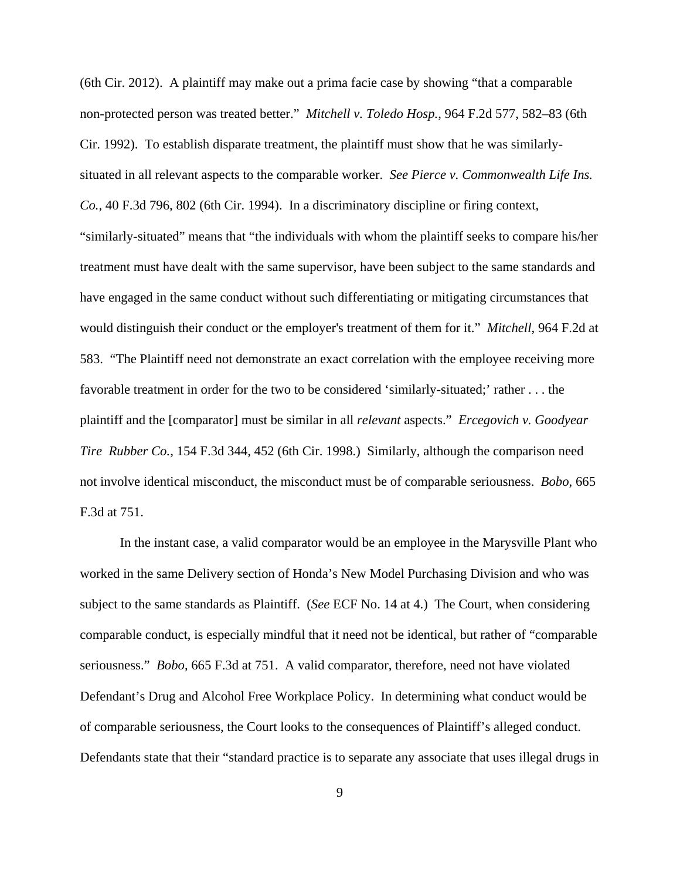(6th Cir. 2012). A plaintiff may make out a prima facie case by showing "that a comparable non-protected person was treated better." *Mitchell v. Toledo Hosp.*, 964 F.2d 577, 582–83 (6th Cir. 1992). To establish disparate treatment, the plaintiff must show that he was similarly-situated in all relevant aspects to the comparable worker. *See Pierce v. Commonwealth Life Ins. Co.*, 40 F.3d 796, 802 (6th Cir. 1994). In a discriminatory discipline or firing context, "similarly-situated" means that "the individuals with whom the plaintiff seeks to compare his/her treatment must have dealt with the same supervisor, have been subject to the same standards and have engaged in the same conduct without such differentiating or mitigating circumstances that would distinguish their conduct or the employer's treatment of them for it." *Mitchell*, 964 F.2d at 583. "The Plaintiff need not demonstrate an exact correlation with the employee receiving more favorable treatment in order for the two to be considered 'similarly-situated;' rather . . . the plaintiff and the [comparator] must be similar in all *relevant* aspects." *Ercegovich v. Goodyear Tire Rubber Co.*, 154 F.3d 344, 452 (6th Cir. 1998.) Similarly, although the comparison need not involve identical misconduct, the misconduct must be of comparable seriousness. *Bobo*, 665 F.3d at 751.

In the instant case, a valid comparator would be an employee in the Marysville Plant who worked in the same Delivery section of Honda's New Model Purchasing Division and who was subject to the same standards as Plaintiff. (*See* ECF No. 14 at 4.) The Court, when considering comparable conduct, is especially mindful that it need not be identical, but rather of "comparable seriousness." *Bobo*, 665 F.3d at 751. A valid comparator, therefore, need not have violated Defendant's Drug and Alcohol Free Workplace Policy. In determining what conduct would be of comparable seriousness, the Court looks to the consequences of Plaintiff's alleged conduct. Defendants state that their "standard practice is to separate any associate that uses illegal drugs in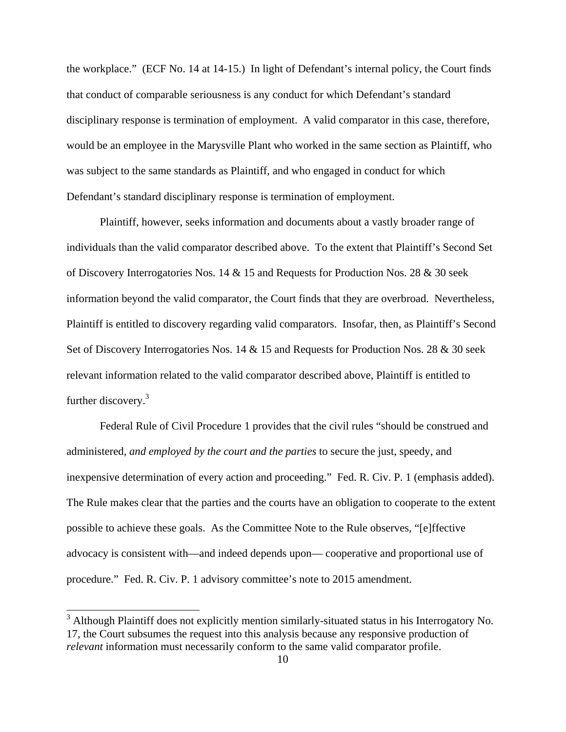the workplace." (ECF No. 14 at 14-15.) In light of Defendant's internal policy, the Court finds that conduct of comparable seriousness is any conduct for which Defendant's standard disciplinary response is termination of employment. A valid comparator in this case, therefore, would be an employee in the Marysville Plant who worked in the same section as Plaintiff, who was subject to the same standards as Plaintiff, and who engaged in conduct for which Defendant's standard disciplinary response is termination of employment.

Plaintiff, however, seeks information and documents about a vastly broader range of individuals than the valid comparator described above. To the extent that Plaintiff's Second Set of Discovery Interrogatories Nos. 14 & 15 and Requests for Production Nos. 28 & 30 seek information beyond the valid comparator, the Court finds that they are overbroad. Nevertheless, Plaintiff is entitled to discovery regarding valid comparators. Insofar, then, as Plaintiff's Second Set of Discovery Interrogatories Nos. 14 & 15 and Requests for Production Nos. 28 & 30 seek relevant information related to the valid comparator described above, Plaintiff is entitled to further discovery.[3]

Federal Rule of Civil Procedure 1 provides that the civil rules "should be construed and administered, *and employed by the court and the parties* to secure the just, speedy, and inexpensive determination of every action and proceeding." Fed. R. Civ. P. 1 (emphasis added). The Rule makes clear that the parties and the courts have an obligation to cooperate to the extent possible to achieve these goals. As the Committee Note to the Rule observes, "[e]ffective advocacy is consistent with—and indeed depends upon— cooperative and proportional use of procedure." Fed. R. Civ. P. 1 advisory committee's note to 2015 amendment.

---

[3] Although Plaintiff does not explicitly mention similarly-situated status in his Interrogatory No. 17, the Court subsumes the request into this analysis because any responsive production of *relevant* information must necessarily conform to the same valid comparator profile.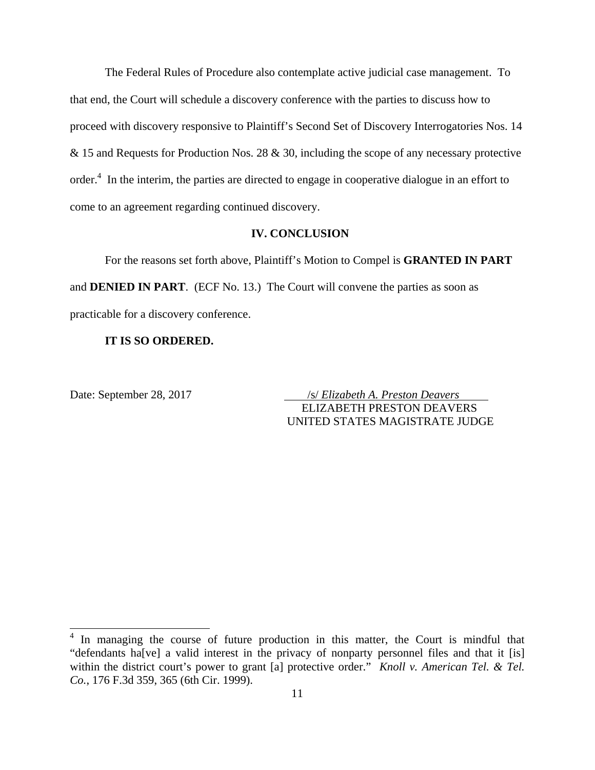The Federal Rules of Procedure also contemplate active judicial case management. To that end, the Court will schedule a discovery conference with the parties to discuss how to proceed with discovery responsive to Plaintiff's Second Set of Discovery Interrogatories Nos. 14 & 15 and Requests for Production Nos. 28 & 30, including the scope of any necessary protective order.[4] In the interim, the parties are directed to engage in cooperative dialogue in an effort to come to an agreement regarding continued discovery.

## IV. CONCLUSION

For the reasons set forth above, Plaintiff's Motion to Compel is **GRANTED IN PART** and **DENIED IN PART**. (ECF No. 13.) The Court will convene the parties as soon as practicable for a discovery conference.

**IT IS SO ORDERED.**

Date: September 28, 2017

/s/ *Elizabeth A. Preston Deavers*
ELIZABETH PRESTON DEAVERS
UNITED STATES MAGISTRATE JUDGE

---

[4] In managing the course of future production in this matter, the Court is mindful that "defendants ha[ve] a valid interest in the privacy of nonparty personnel files and that it [is] within the district court's power to grant [a] protective order." *Knoll v. American Tel. & Tel. Co.*, 176 F.3d 359, 365 (6th Cir. 1999).